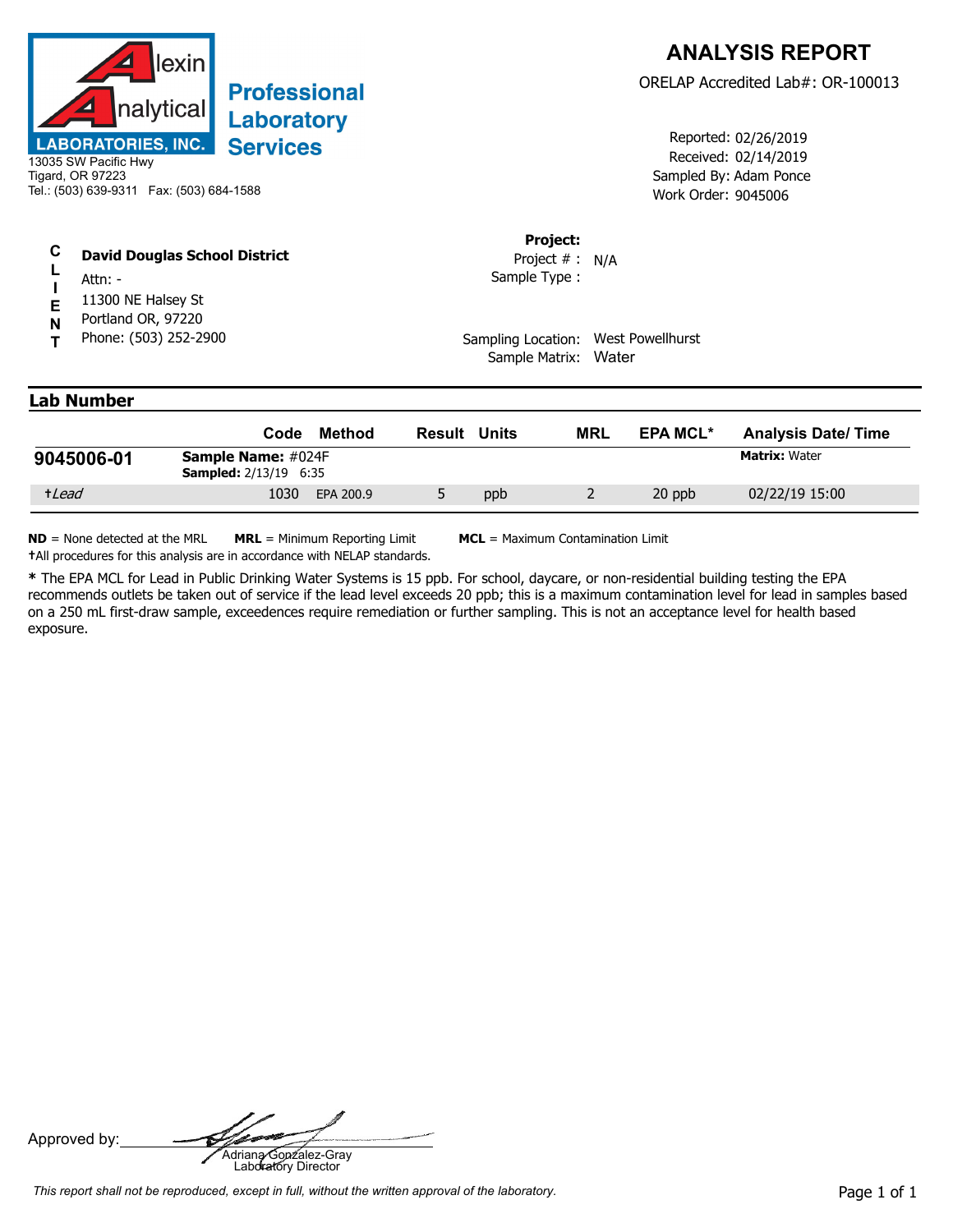Alexin Analytical LABORATORIES, INC.

**Professional Laboratory Services**

13035 SW Pacific Hwy
Tigard, OR 97223
Tel.: (503) 639-9311 Fax: (503) 684-1588

# ANALYSIS REPORT

ORELAP Accredited Lab#: OR-100013

Reported: 02/26/2019
Received: 02/14/2019
Sampled By: Adam Ponce
Work Order: 9045006

**CLIENT**

**David Douglas School District**
Attn: -
11300 NE Halsey St
Portland OR, 97220
Phone: (503) 252-2900

**Project:**
Project # : N/A
Sample Type :

Sampling Location: West Powellhurst
Sample Matrix: Water

## Lab Number

| | Code | Method | Result | Units | MRL | EPA MCL* | Analysis Date/ Time |
|---|---|---|---|---|---|---|---|
| **9045006-01** | **Sample Name:** #024F **Sampled:** 2/13/19 6:35 | | | | | | **Matrix:** Water |
| †*Lead* | 1030 | EPA 200.9 | 5 | ppb | 2 | 20 ppb | 02/22/19 15:00 |

**ND** = None detected at the MRL **MRL** = Minimum Reporting Limit **MCL** = Maximum Contamination Limit
†All procedures for this analysis are in accordance with NELAP standards.

**\*** The EPA MCL for Lead in Public Drinking Water Systems is 15 ppb. For school, daycare, or non-residential building testing the EPA recommends outlets be taken out of service if the lead level exceeds 20 ppb; this is a maximum contamination level for lead in samples based on a 250 mL first-draw sample, exceedences require remediation or further sampling. This is not an acceptance level for health based exposure.

Approved by:
Adriana Gonzalez-Gray
Laboratory Director

*This report shall not be reproduced, except in full, without the written approval of the laboratory.*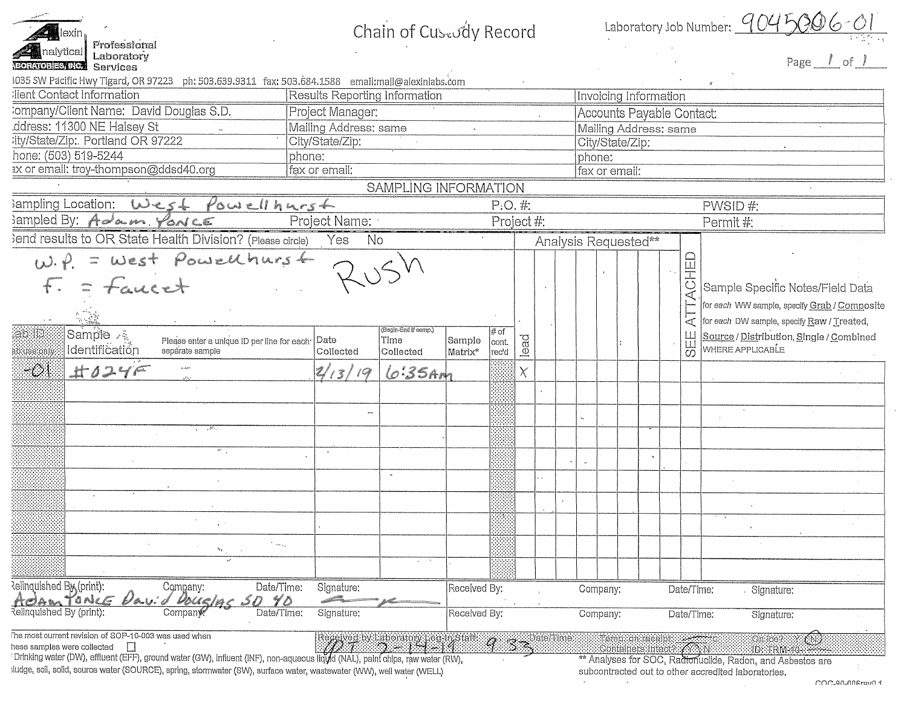Alexin Analytical Laboratories, Inc. — Professional Laboratory Services

# Chain of Custody Record

Laboratory Job Number: 9045006-01

Page 1 of 1

3035 SW Pacific Hwy Tigard, OR 97223 ph: 503.639.9311 fax: 503.684.1588 email:mail@alexinlabs.com

| Client Contact Information | Results Reporting Information | Invoicing Information |
|---|---|---|
| Company/Client Name: David Douglas S.D. | Project Manager: | Accounts Payable Contact: |
| Address: 11300 NE Halsey St | Mailing Address: same | Mailing Address: same |
| City/State/Zip: Portland OR 97222 | City/State/Zip: | City/State/Zip: |
| Phone: (503) 519-5244 | phone: | phone: |
| Fax or email: troy-thompson@ddsd40.org | fax or email: | fax or email: |

## SAMPLING INFORMATION

Sampling Location: West Powellhurst — P.O. #: — PWSID #:

Sampled By: Adam Ponce — Project Name: — Project #: — Permit #:

Send results to OR State Health Division? (Please circle) Yes No

W.P. = West Powellhurst
F. = Faucet

Rush

| Lab ID (lab use only) | Sample Identification (Please enter a unique ID per line for each separate sample) | Date Collected | Time Collected (Begin-End if comp.) | Sample Matrix* | # of cont. rec'd | lead | SEE ATTACHED | Sample Specific Notes/Field Data (for each WW sample, specify Grab / Composite; for each DW sample, specify Raw / Treated, Source / Distribution, Single / Combined WHERE APPLICABLE) |
|---|---|---|---|---|---|---|---|---|
| -01 | #024F | 2/13/19 | 6:35AM | | | X | | |

| Relinquished By (print): | Company: | Date/Time: | Signature: | Received By: | Company: | Date/Time: | Signature: |
|---|---|---|---|---|---|---|---|
| Adam Ponce | David Douglas SD 40 | | [signature] | | | | |
| | | | | | | | |

The most current revision of SOP-10-003 was used when these samples were collected ☐

Received by Laboratory Log-In Staff: [initials] 2-14-19 933 Date/Time: Temp. on receipt: °C On Ice? Y (N) Containers Intact? (Y) N ID: TRM-10

\* Drinking water (DW), effluent (EFF), ground water (GW), influent (INF), non-aqueous liquid (NAL), paint chips, raw water (RW), sludge, soil, solid, source water (SOURCE), spring, stormwater (SW), surface water, wastewater (WW), well water (WELL)

\*\* Analyses for SOC, Radionuclide, Radon, and Asbestos are subcontracted out to other accredited laboratories.

COC-90-006rev0.1